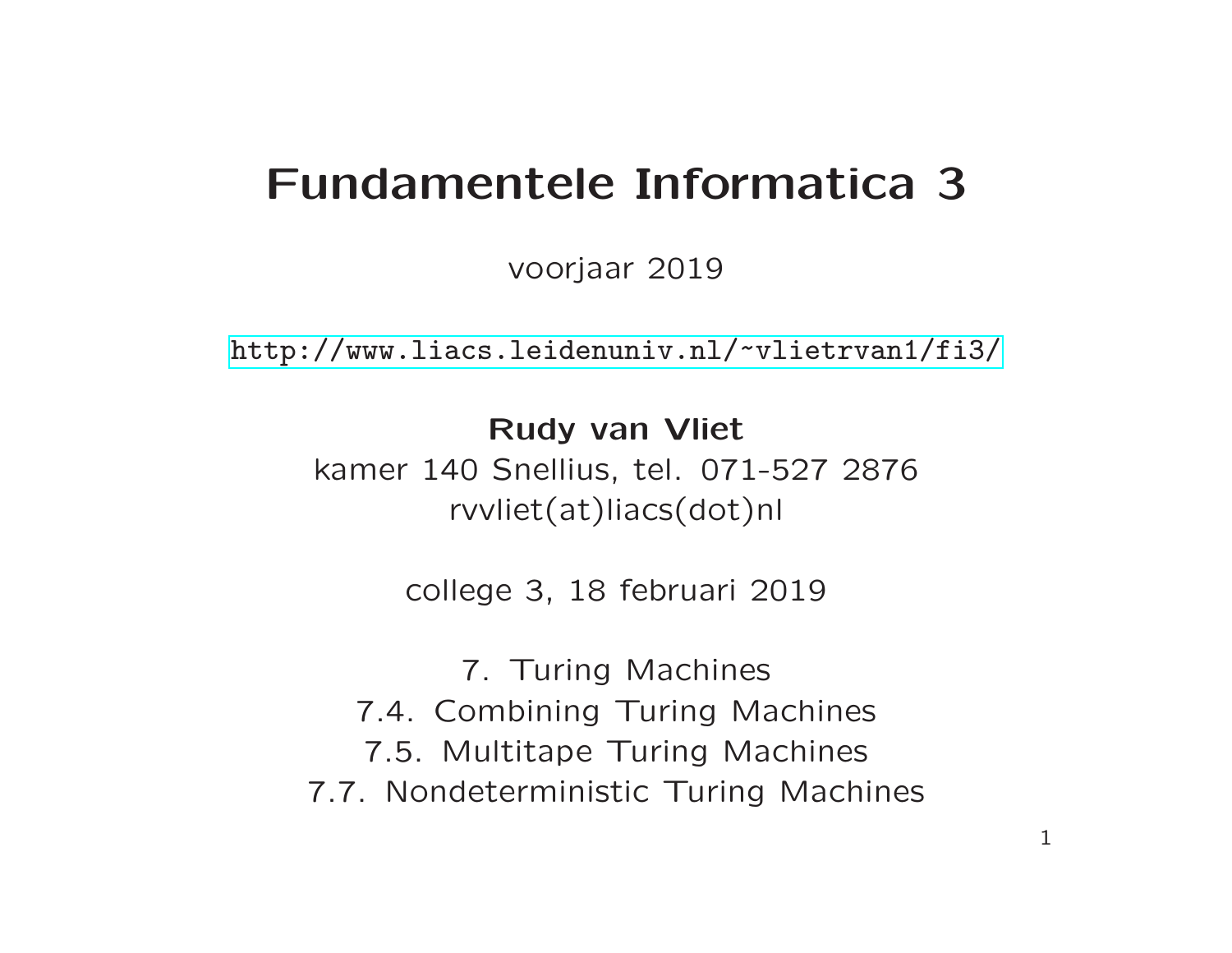# Fundamentele Informatica 3

voorjaar 2019

http://www.liacs.leidenuniv.nl/~vlietrvan1/fi3/

**Rudy van Vliet**

kamer 140 Snellius, tel. 071-527 2876

rvvliet(at)liacs(dot)nl

college 3, 18 februari 2019

7. Turing Machines

7.4. Combining Turing Machines

7.5. Multitape Turing Machines

7.7. Nondeterministic Turing Machines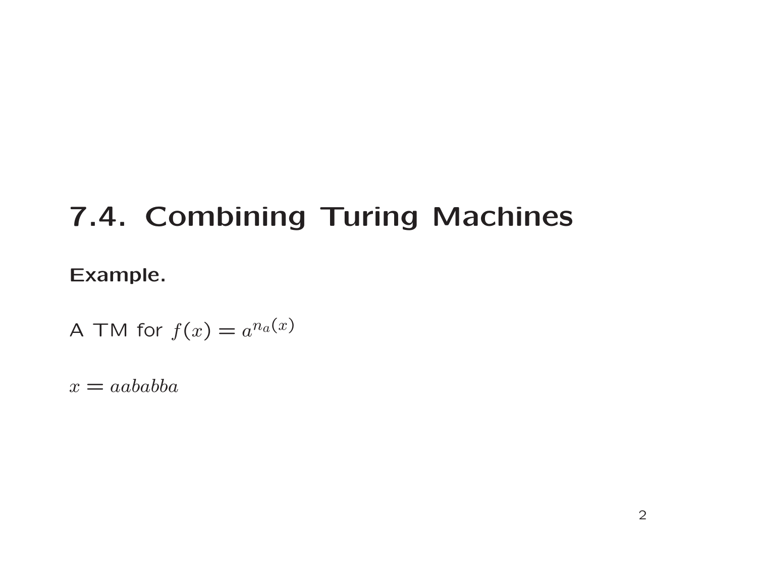# 7.4. Combining Turing Machines

**Example.**

A TM for $f(x) = a^{n_a(x)}$

$x = aababba$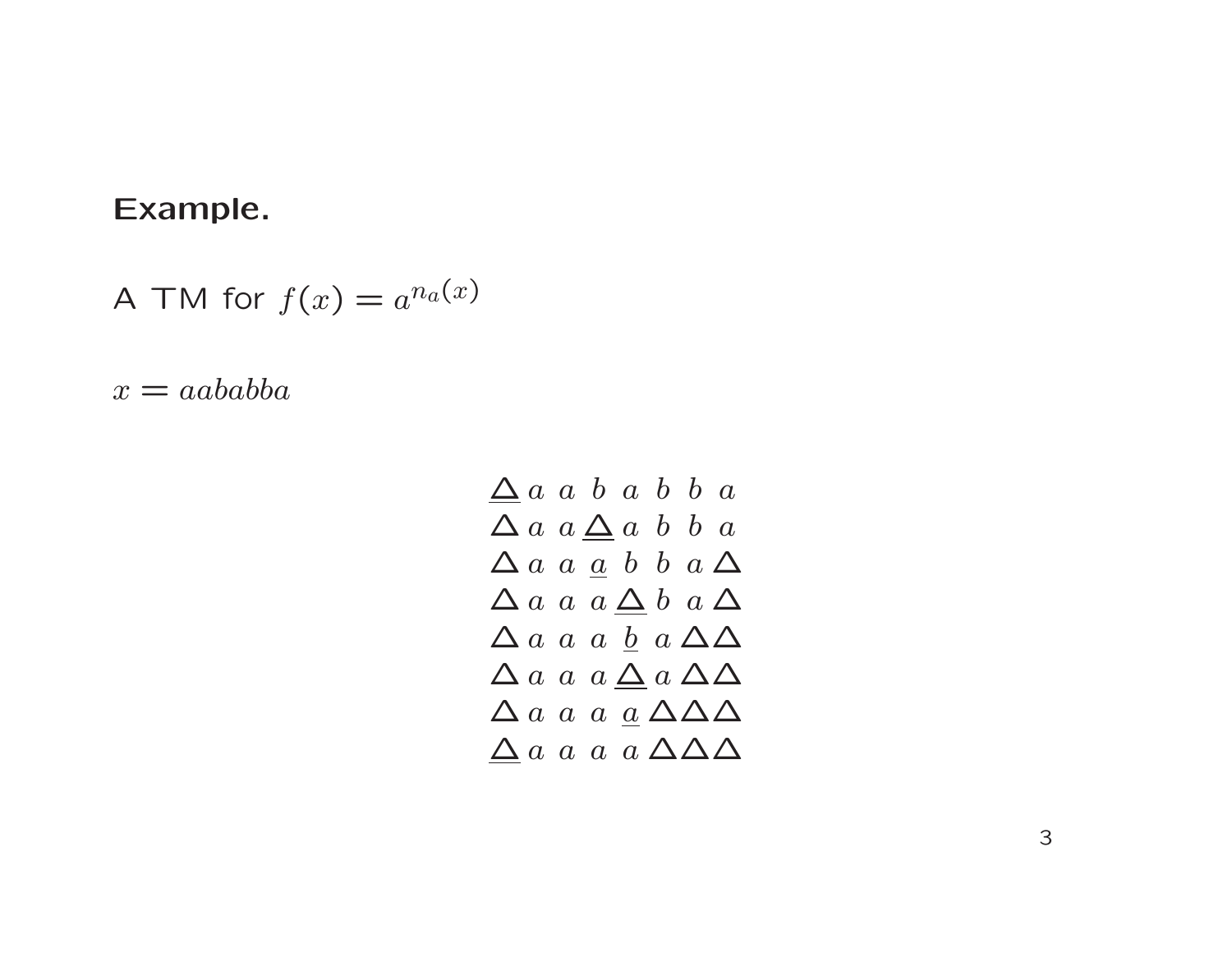**Example.**

A TM for $f(x) = a^{n_a(x)}$

$x = aababba$

$$
\begin{array}{llllllllll}
\underline{\Delta} & a & a & b & a & b & b & a & & \\
\Delta & a & a & \underline{\Delta} & a & b & b & a & & \\
\Delta & a & a & \underline{a} & b & b & a & \Delta & & \\
\Delta & a & a & a & \underline{\Delta} & b & a & \Delta & & \\
\Delta & a & a & a & \underline{b} & a & \Delta & \Delta & & \\
\Delta & a & a & a & \underline{\Delta} & a & \Delta & \Delta & & \\
\Delta & a & a & a & \underline{a} & \Delta & \Delta & \Delta & & \\
\underline{\Delta} & a & a & a & a & \Delta & \Delta & \Delta & &
\end{array}
$$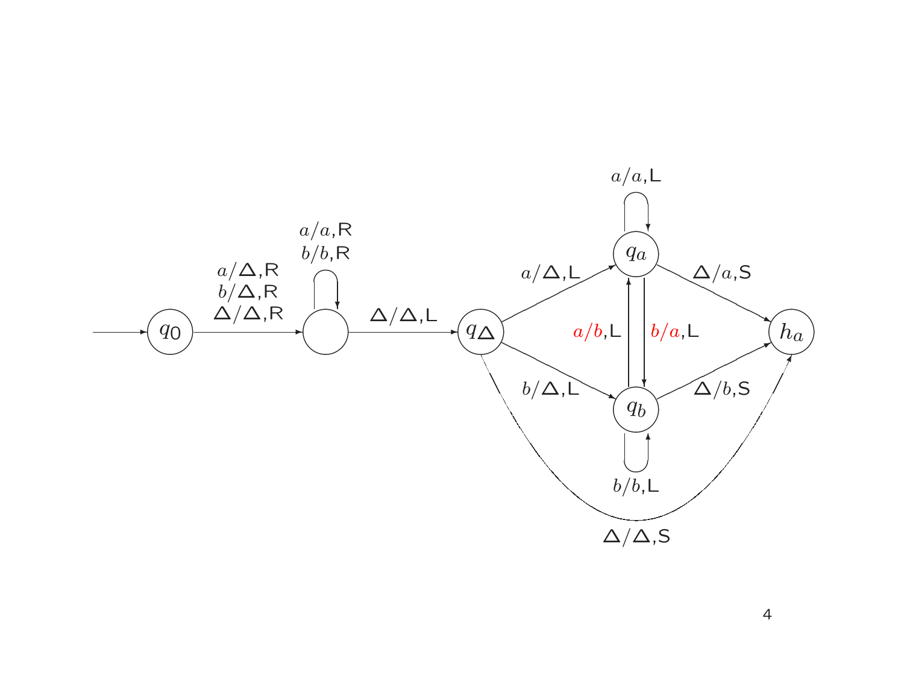$q_0$

$a/\Delta$,R
$b/\Delta$,R
$\Delta/\Delta$,R

$a/a$,R
$b/b$,R

$\Delta/\Delta$,L

$q_\Delta$

$a/\Delta$,L

$b/\Delta$,L

$a/a$,L

$q_a$

$a/b$,L

$b/a$,L

$q_b$

$b/b$,L

$\Delta/a$,S

$\Delta/b$,S

$h_a$

$\Delta/\Delta$,S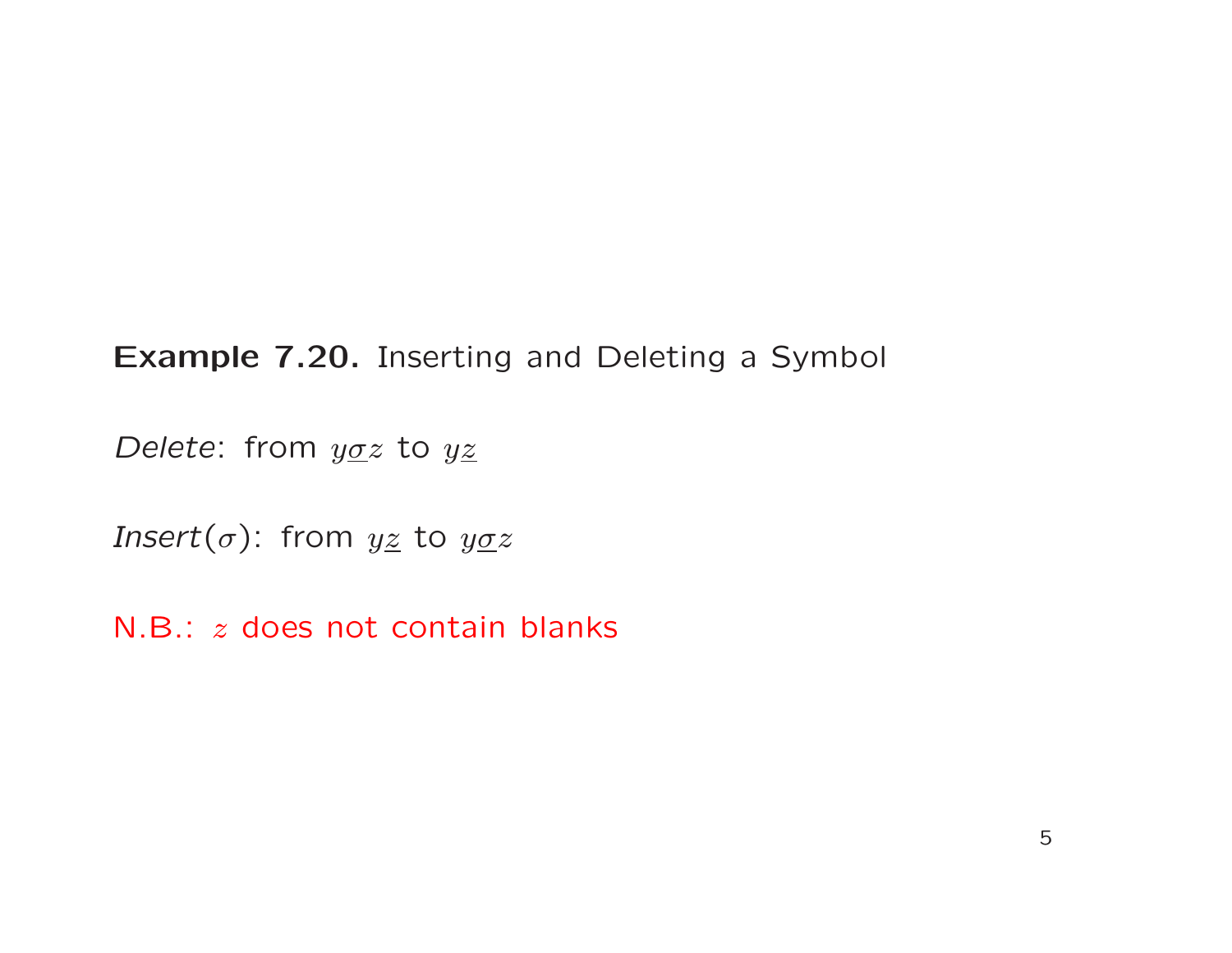**Example 7.20.** Inserting and Deleting a Symbol

*Delete*: from $y\underline{\sigma}z$ to $y\underline{z}$

*Insert*$(\sigma)$: from $y\underline{z}$ to $y\underline{\sigma}z$

N.B.: $z$ does not contain blanks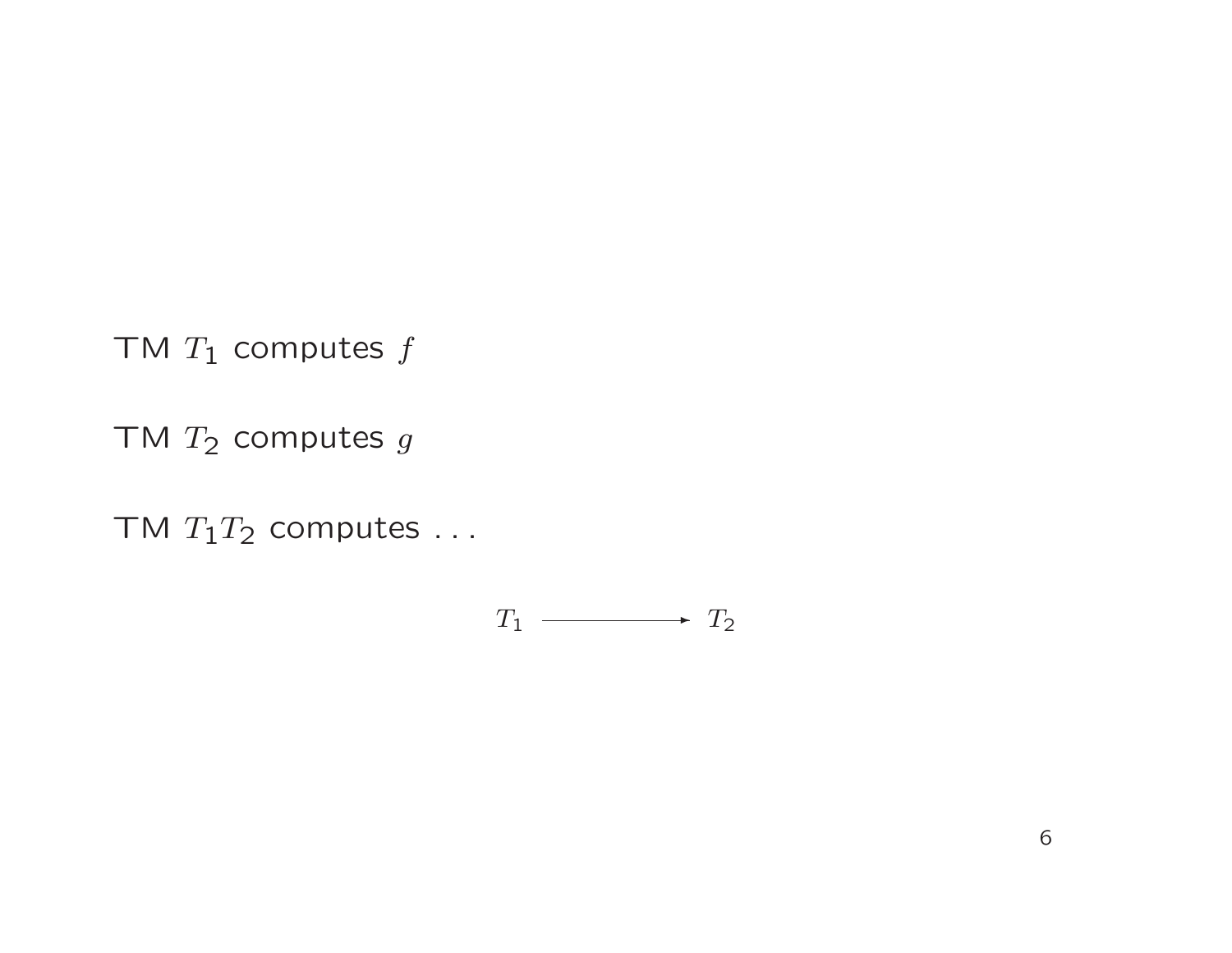TM $T_1$ computes $f$

TM $T_2$ computes $g$

TM $T_1 T_2$ computes . . .

$$T_1 \longrightarrow T_2$$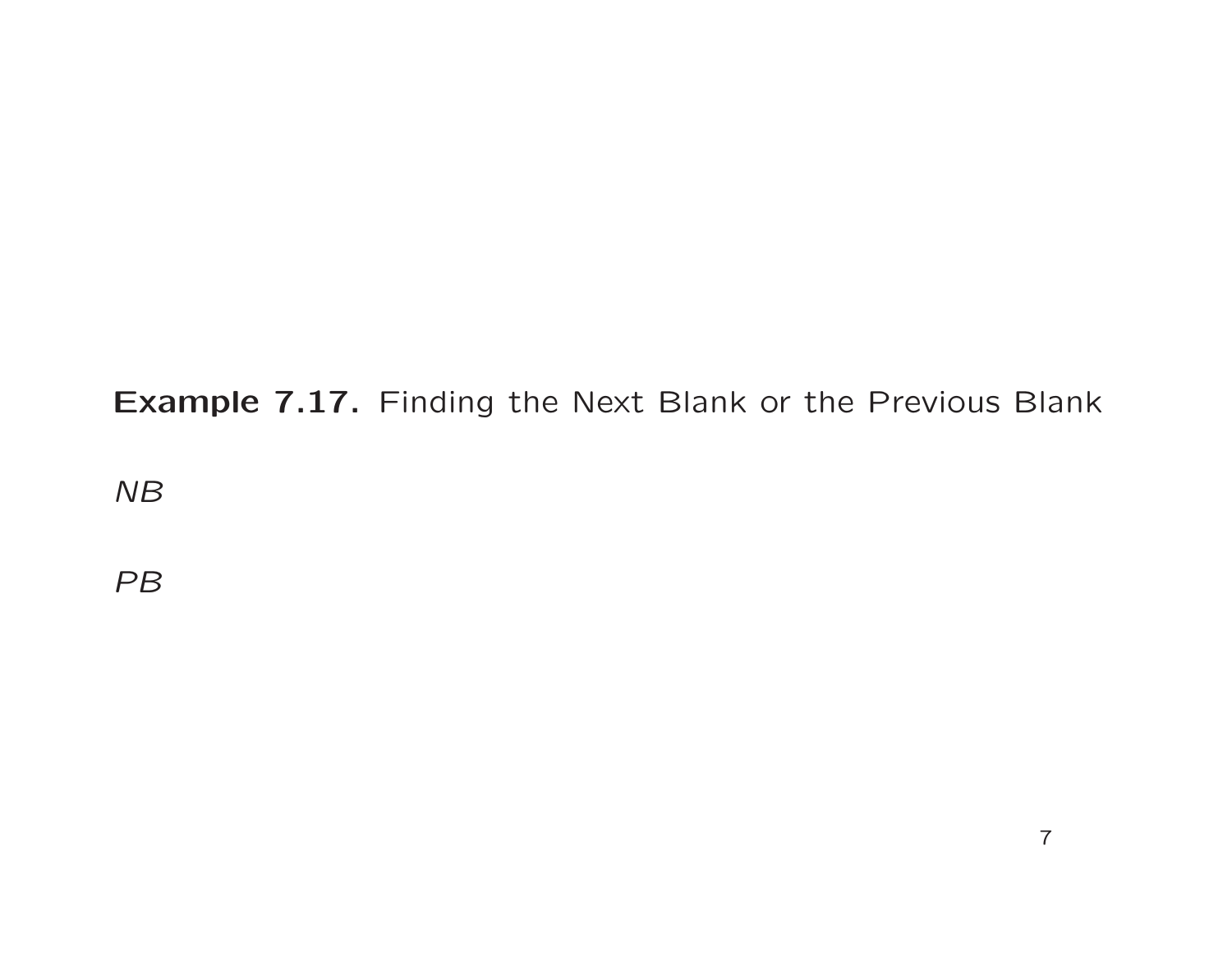**Example 7.17.** Finding the Next Blank or the Previous Blank

*NB*

*PB*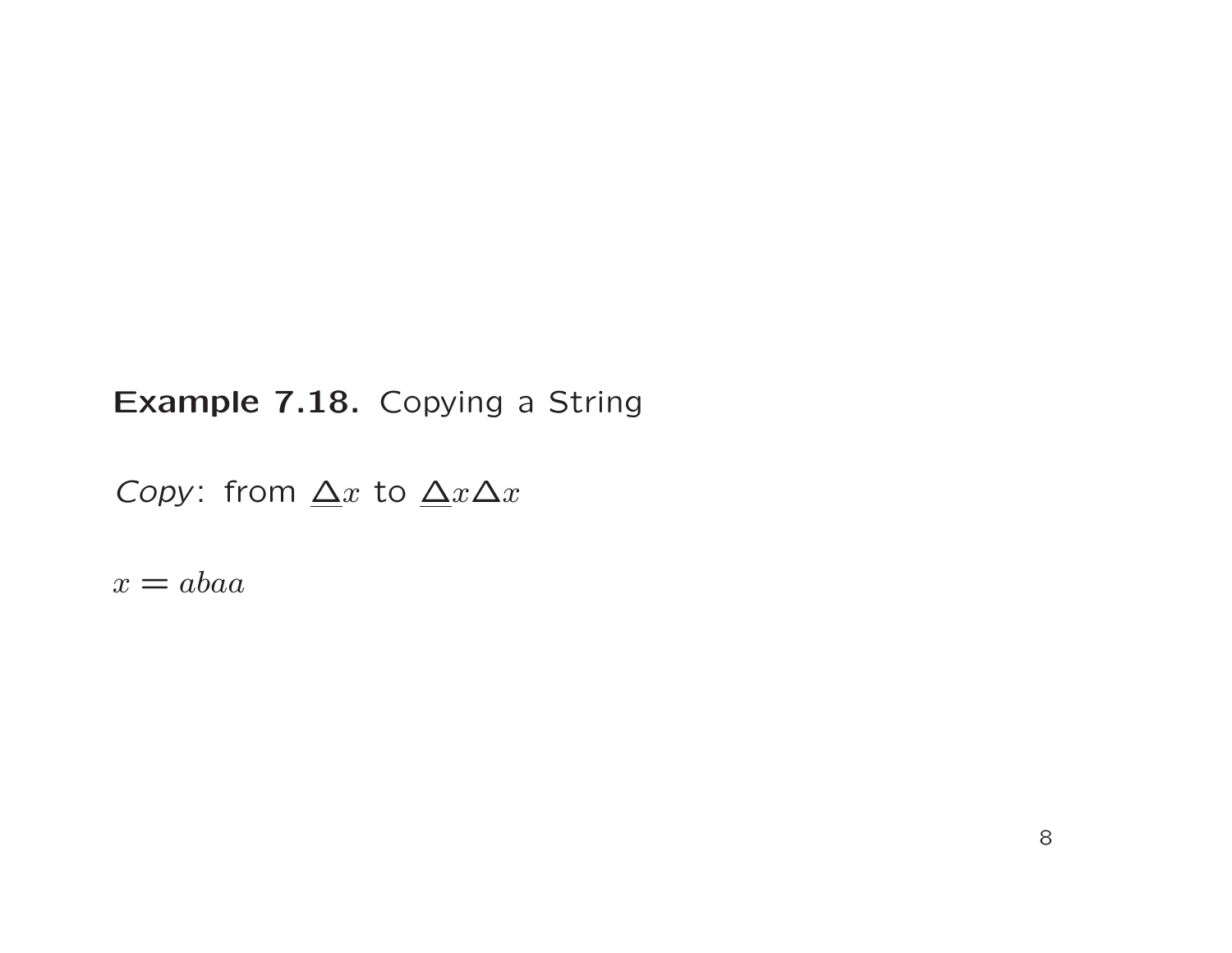**Example 7.18.** Copying a String

*Copy*: from $\underline{\Delta}x$ to $\underline{\Delta}x\Delta x$

$x = abaa$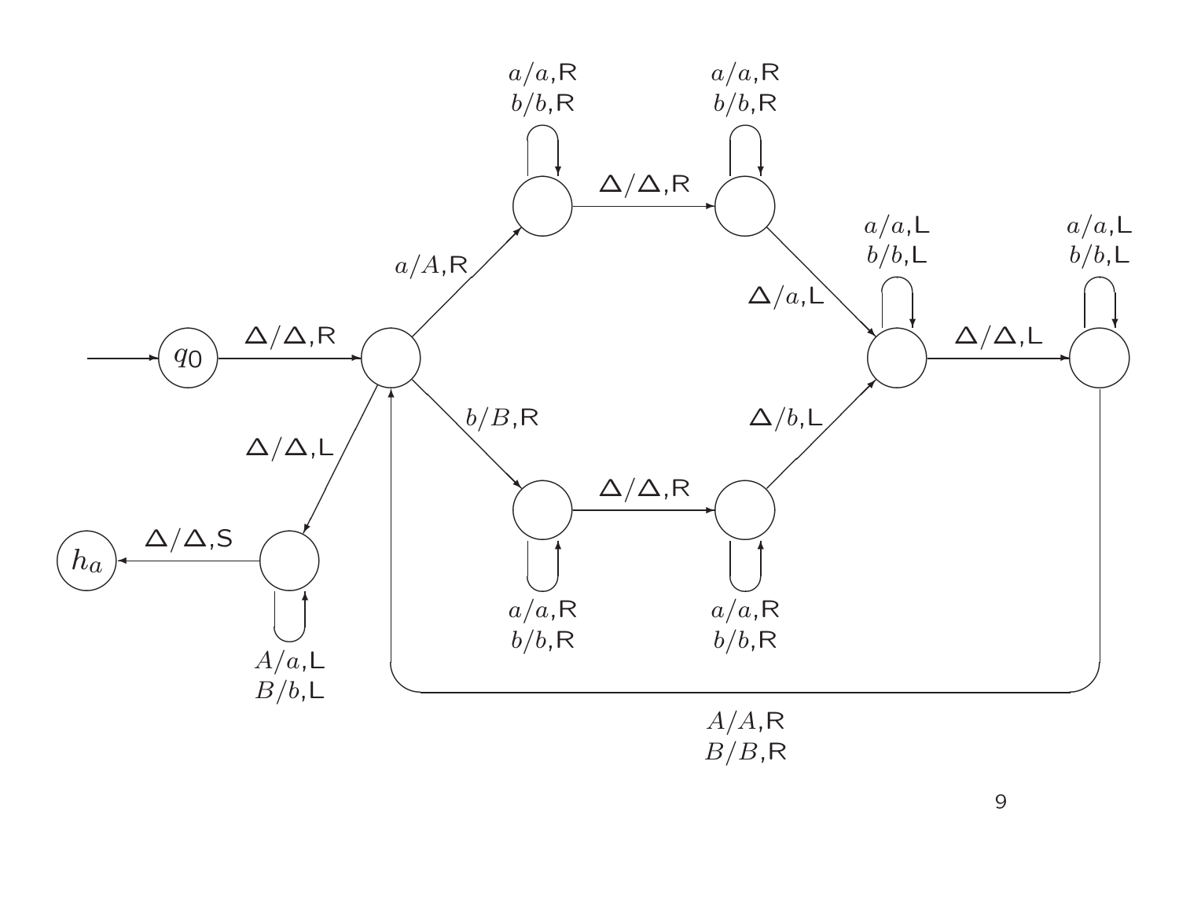$a/a$,R
$b/b$,R

$a/a$,R
$b/b$,R

$\Delta/\Delta$,R

$a/A$,R

$a/a$,L
$b/b$,L

$a/a$,L
$b/b$,L

$\Delta/a$,L

$q_0$

$\Delta/\Delta$,R

$\Delta/\Delta$,L

$b/B$,R

$\Delta/b$,L

$\Delta/\Delta$,L

$\Delta/\Delta$,R

$h_a$

$\Delta/\Delta$,S

$a/a$,R
$b/b$,R

$a/a$,R
$b/b$,R

$A/a$,L
$B/b$,L

$A/A$,R
$B/B$,R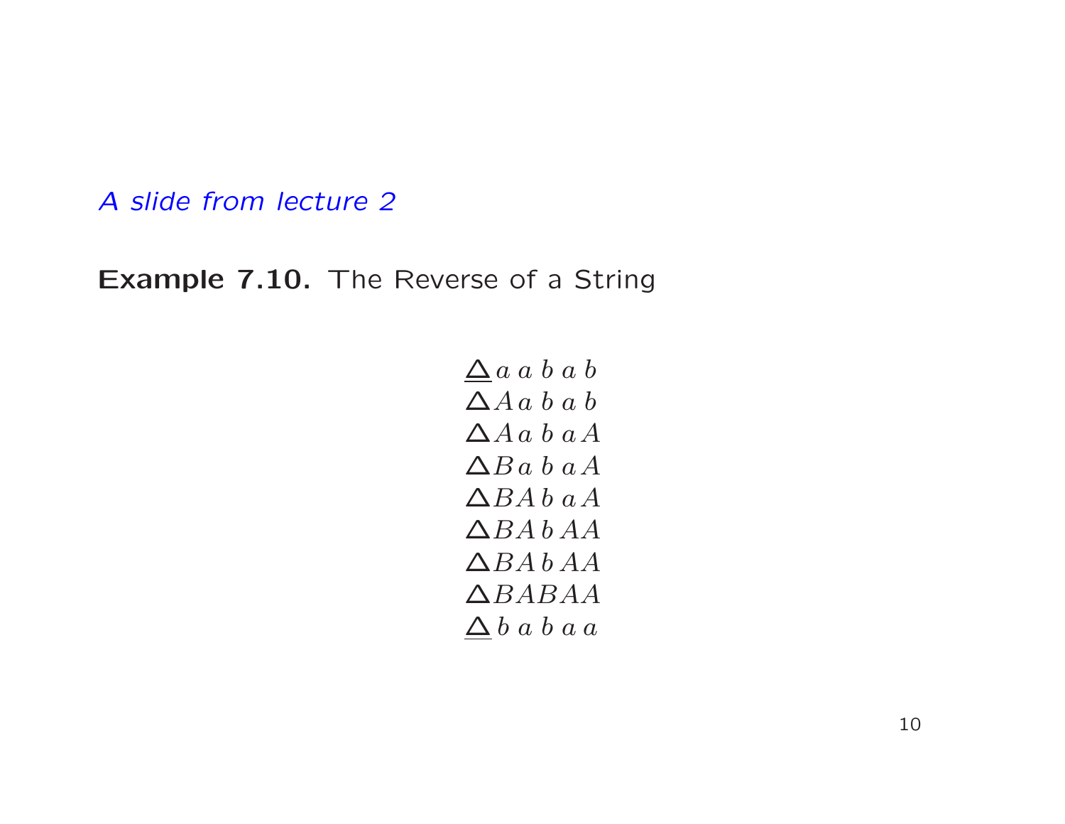*A slide from lecture 2*

**Example 7.10.** The Reverse of a String

$$
\begin{array}{l}
\underline{\Delta}\, a\ a\ b\ a\ b \\
\Delta A\, a\ b\ a\ b \\
\Delta A\, a\ b\ a\, A \\
\Delta B\, a\ b\ a\, A \\
\Delta B A\, b\ a\, A \\
\Delta B A\, b\, A A \\
\Delta B A\, b\, A A \\
\Delta B A B A A \\
\underline{\Delta}\, b\ a\ b\ a\ a
\end{array}
$$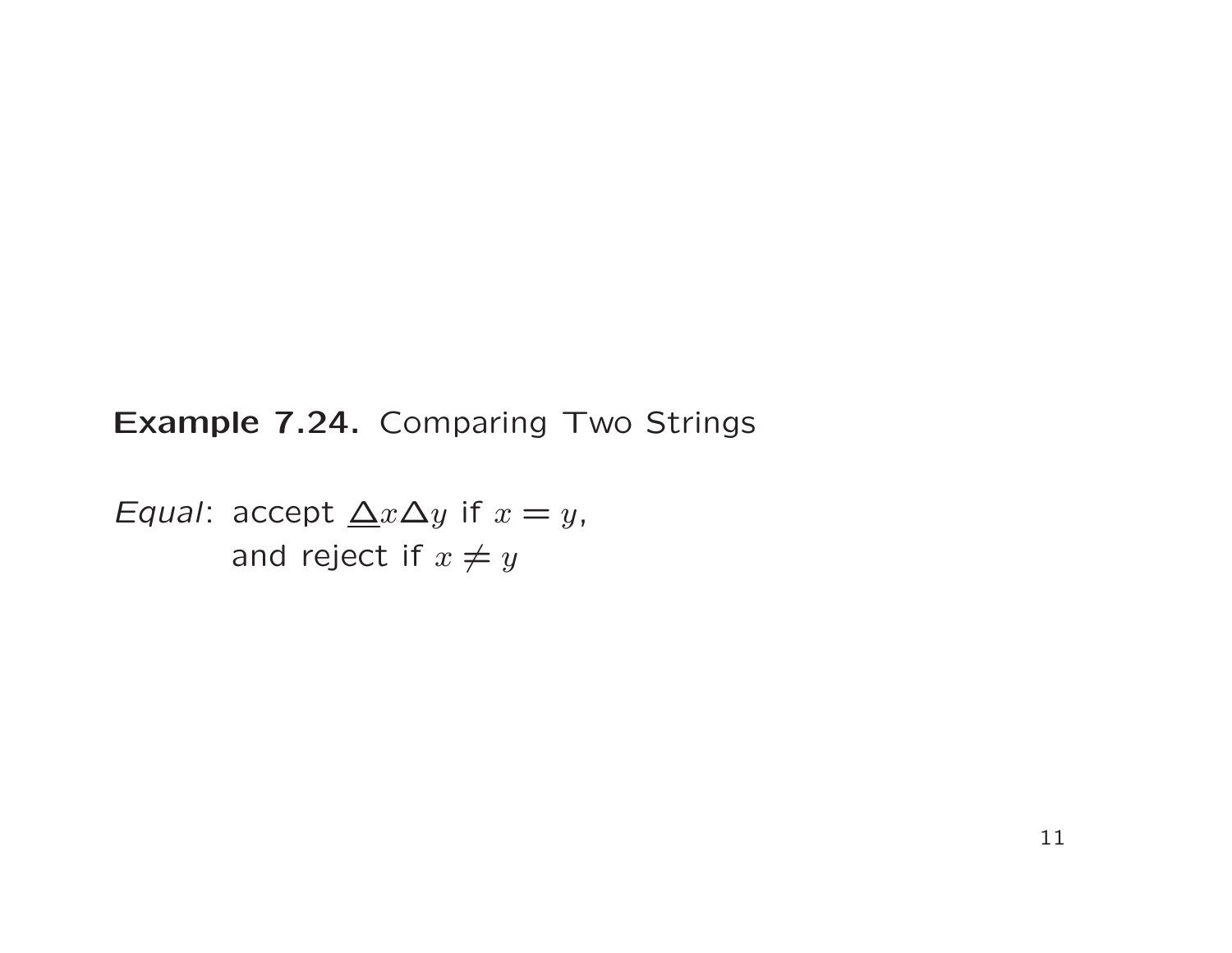**Example 7.24.** Comparing Two Strings

*Equal*: accept $\underline{\Delta} x \Delta y$ if $x = y$,
and reject if $x \neq y$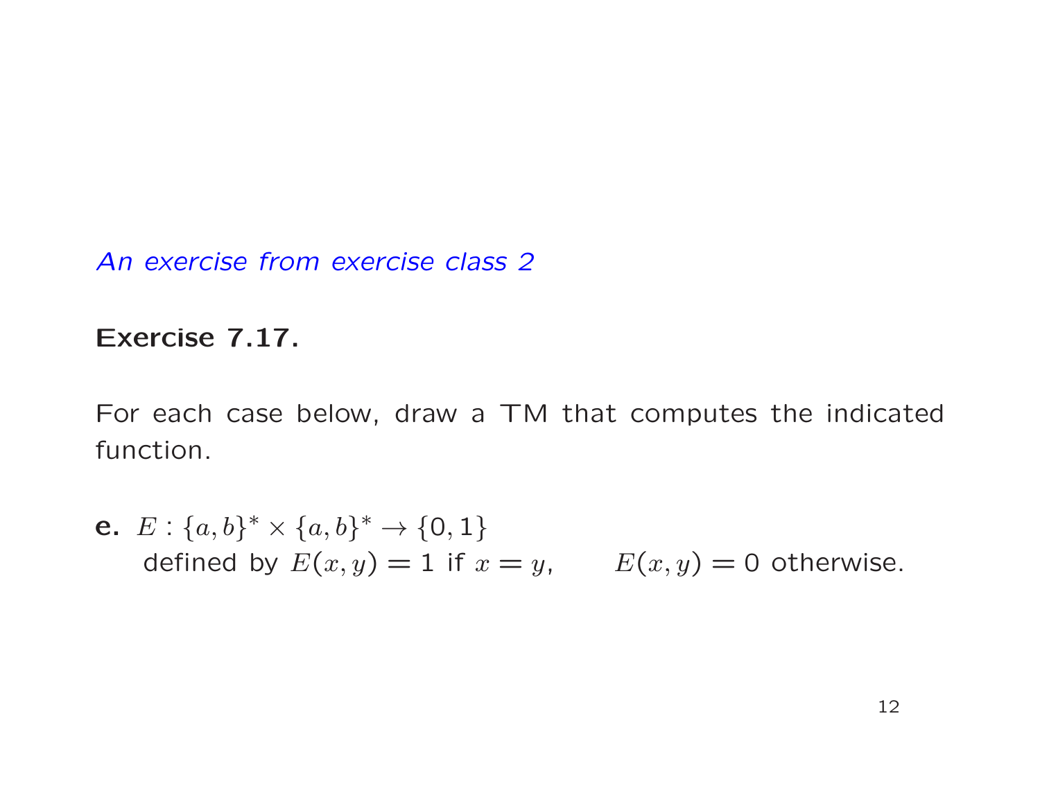*An exercise from exercise class 2*

**Exercise 7.17.**

For each case below, draw a TM that computes the indicated function.

**e.** $E : \{a, b\}^* \times \{a, b\}^* \to \{0, 1\}$
defined by $E(x, y) = 1$ if $x = y$, $\quad E(x, y) = 0$ otherwise.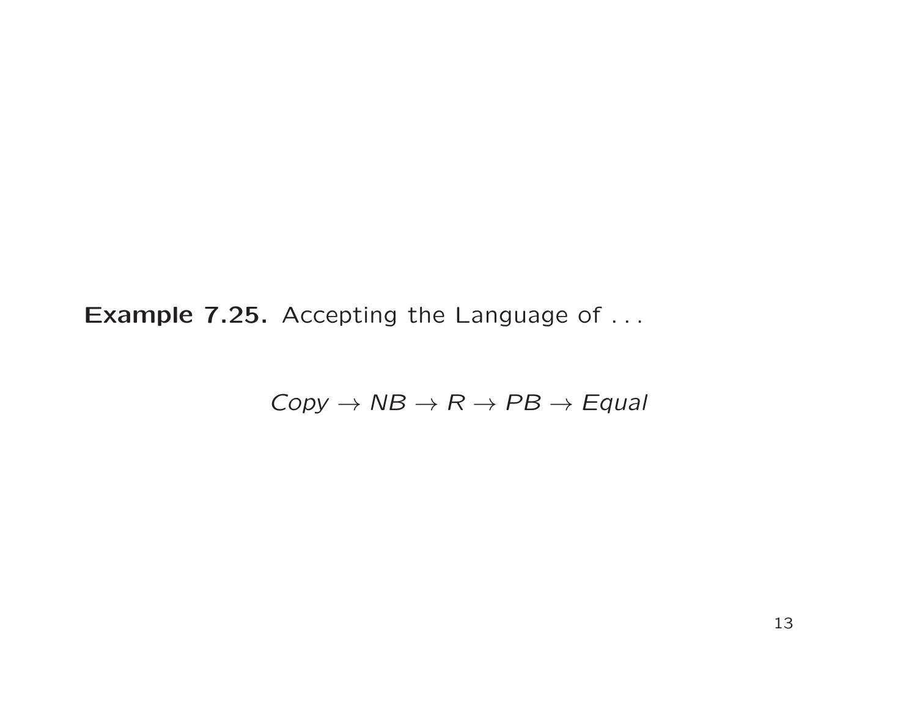**Example 7.25.** Accepting the Language of . . .

$$\mathit{Copy} \rightarrow \mathit{NB} \rightarrow \mathit{R} \rightarrow \mathit{PB} \rightarrow \mathit{Equal}$$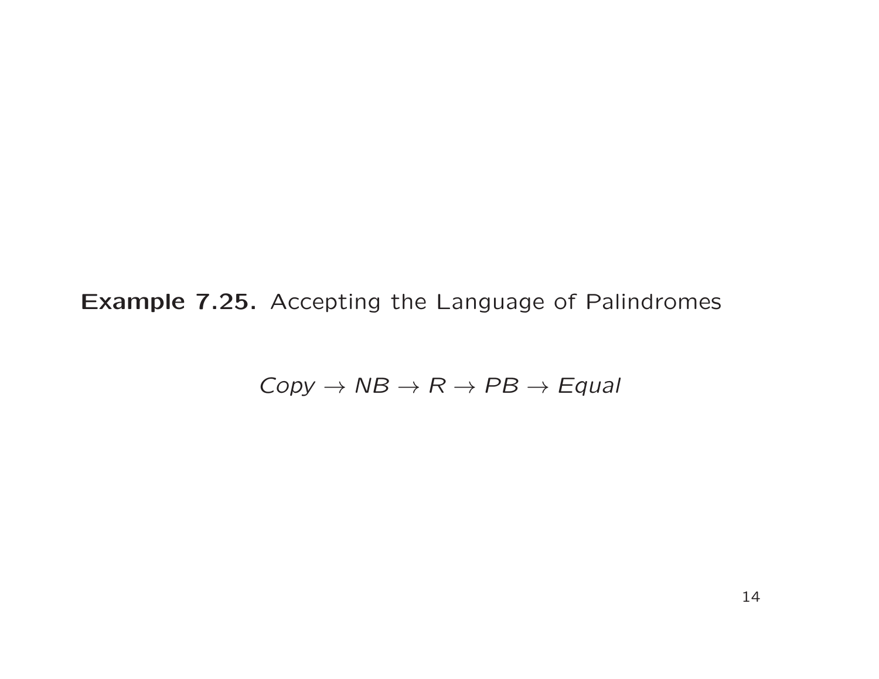**Example 7.25.** Accepting the Language of Palindromes

$$\mathit{Copy} \rightarrow \mathit{NB} \rightarrow \mathit{R} \rightarrow \mathit{PB} \rightarrow \mathit{Equal}$$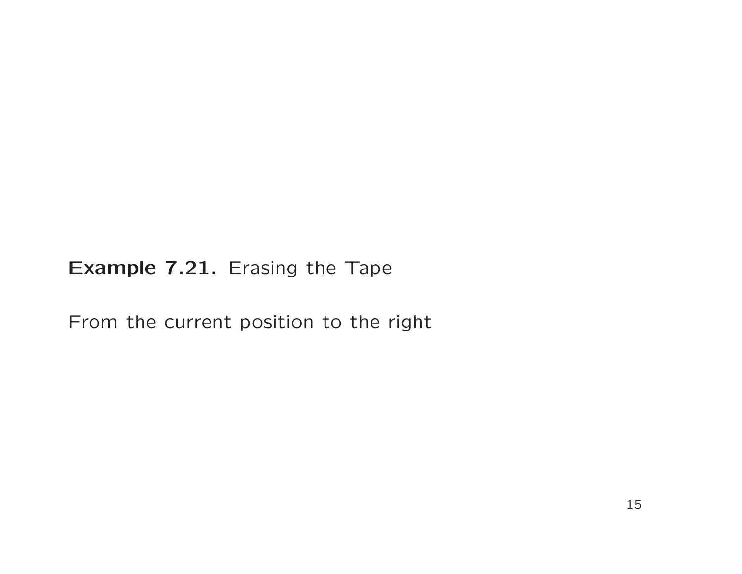**Example 7.21.** Erasing the Tape

From the current position to the right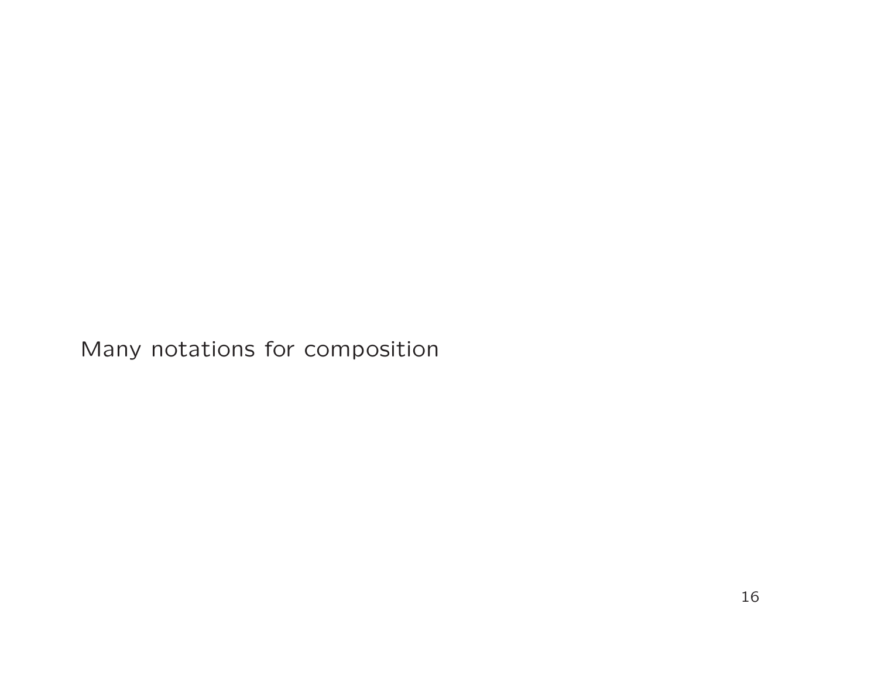Many notations for composition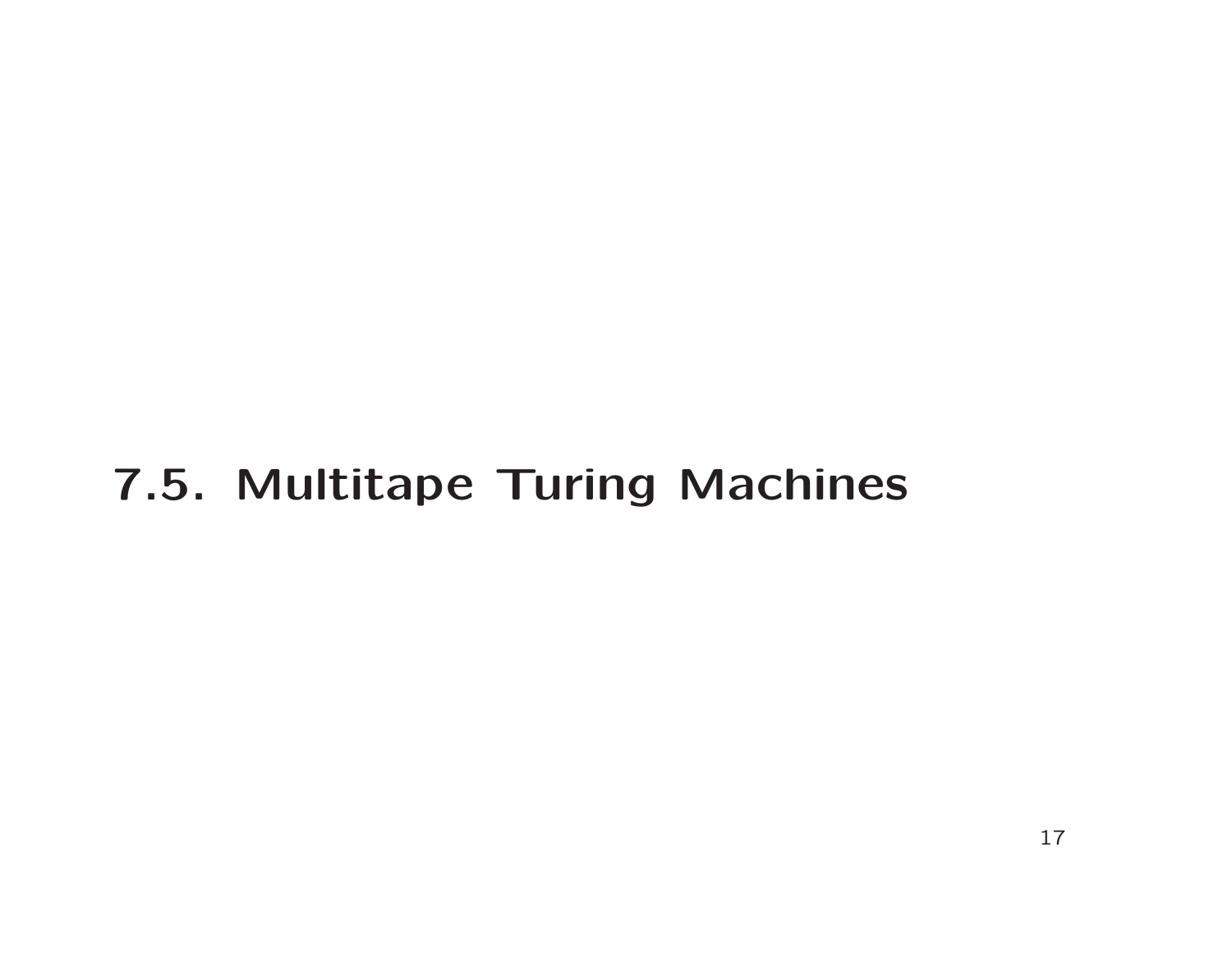# 7.5. Multitape Turing Machines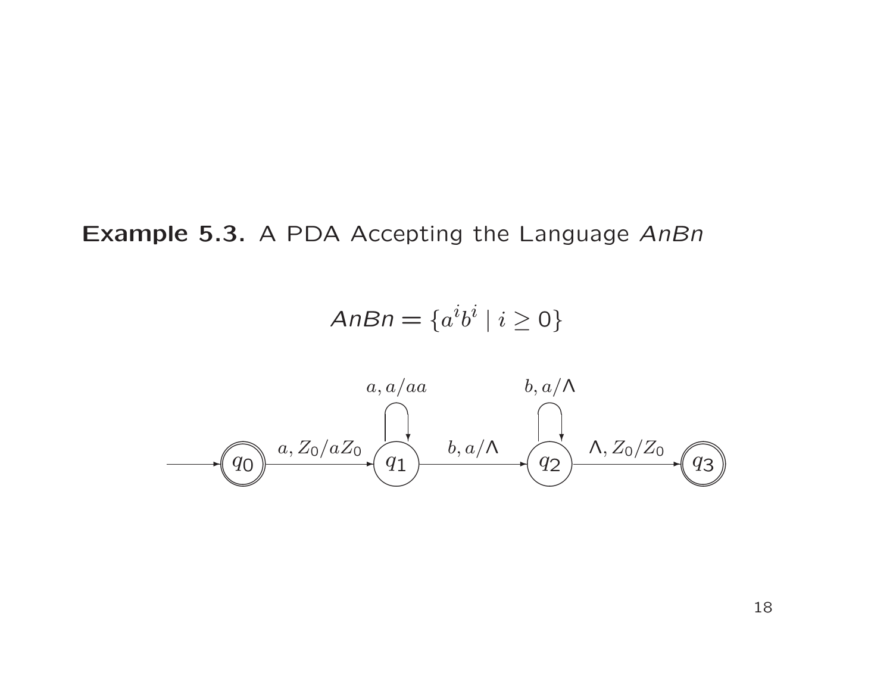**Example 5.3.** A PDA Accepting the Language *AnBn*

$$AnBn = \{a^i b^i \mid i \geq 0\}$$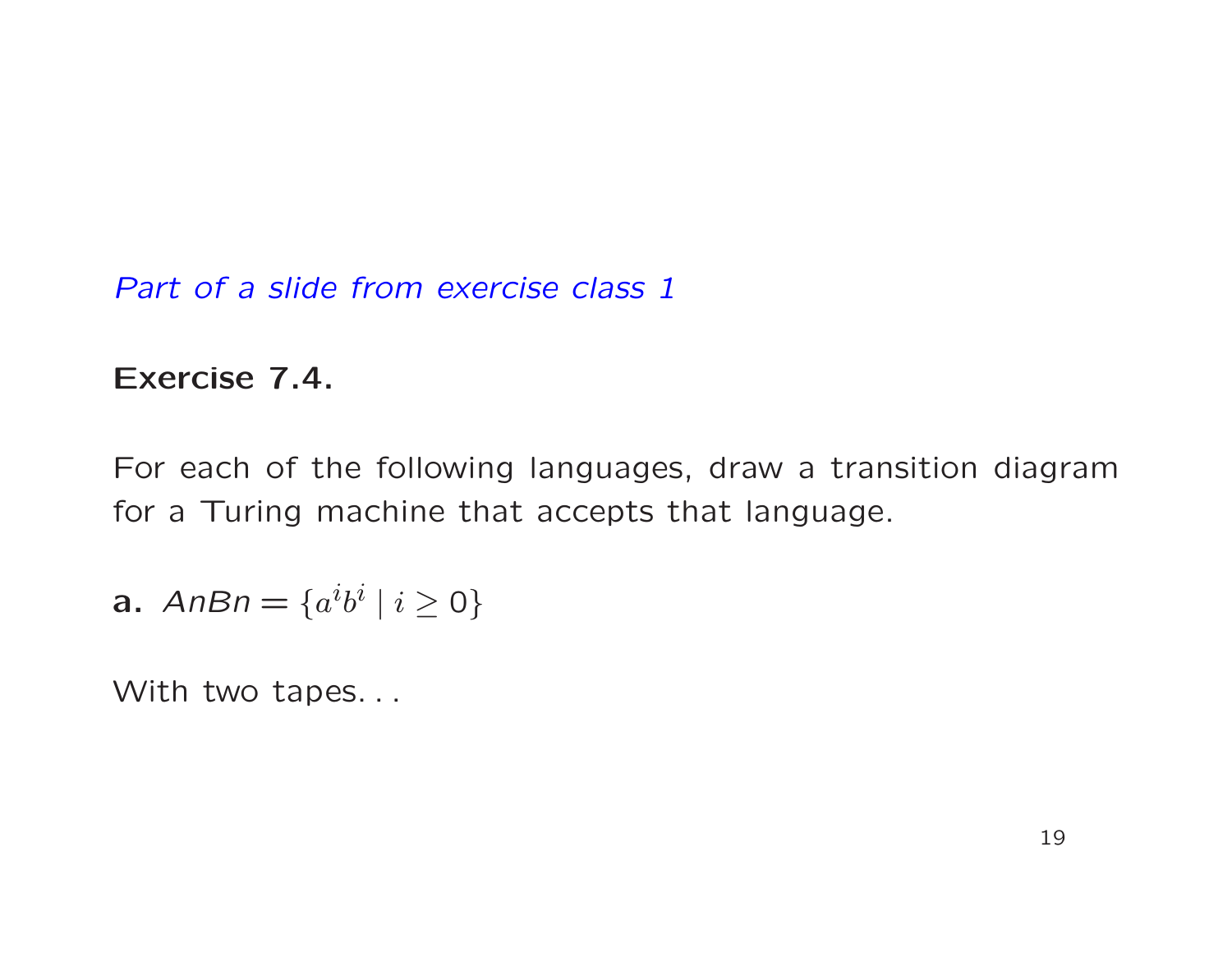*Part of a slide from exercise class 1*

**Exercise 7.4.**

For each of the following languages, draw a transition diagram for a Turing machine that accepts that language.

**a.** $AnBn = \{a^i b^i \mid i \geq 0\}$

With two tapes. . .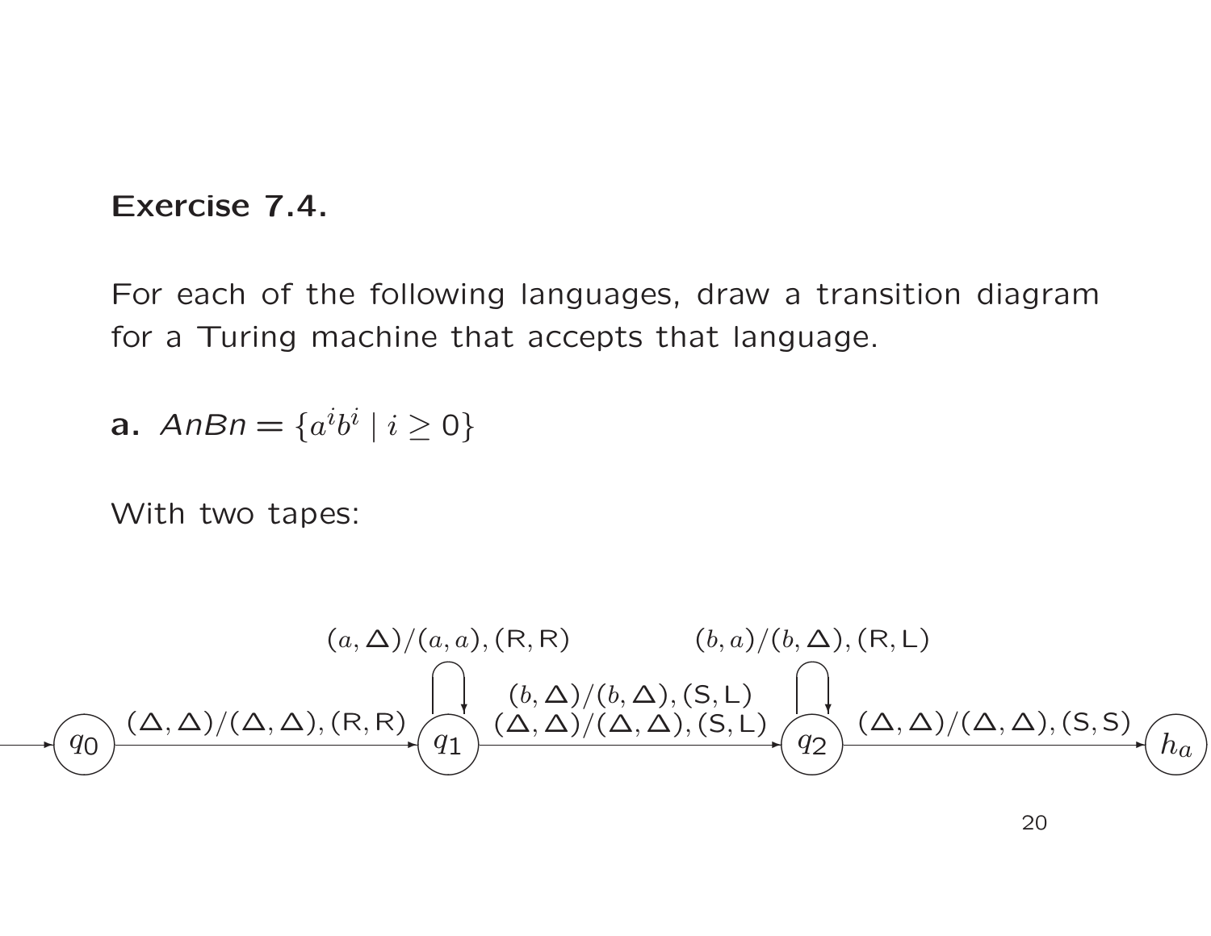**Exercise 7.4.**

For each of the following languages, draw a transition diagram for a Turing machine that accepts that language.

**a.** $AnBn = \{a^i b^i \mid i \geq 0\}$

With two tapes:

$q_0$ —$(\Delta, \Delta)/(\Delta, \Delta), (\mathsf{R}, \mathsf{R})$→ $q_1$

$q_1$ loop: $(a, \Delta)/(a, a), (\mathsf{R}, \mathsf{R})$

$q_1$ —$(b, \Delta)/(b, \Delta), (\mathsf{S}, \mathsf{L})$, $(\Delta, \Delta)/(\Delta, \Delta), (\mathsf{S}, \mathsf{L})$→ $q_2$

$q_2$ loop: $(b, a)/(b, \Delta), (\mathsf{R}, \mathsf{L})$

$q_2$ —$(\Delta, \Delta)/(\Delta, \Delta), (\mathsf{S}, \mathsf{S})$→ $h_a$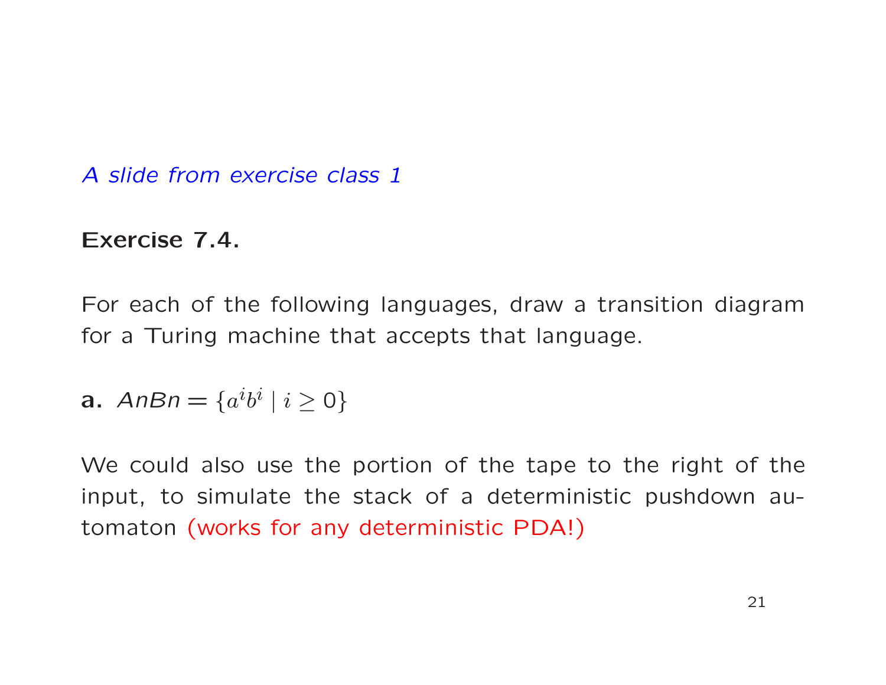*A slide from exercise class 1*

**Exercise 7.4.**

For each of the following languages, draw a transition diagram for a Turing machine that accepts that language.

**a.** *AnBn* $= \{a^i b^i \mid i \geq 0\}$

We could also use the portion of the tape to the right of the input, to simulate the stack of a deterministic pushdown automaton (works for any deterministic PDA!)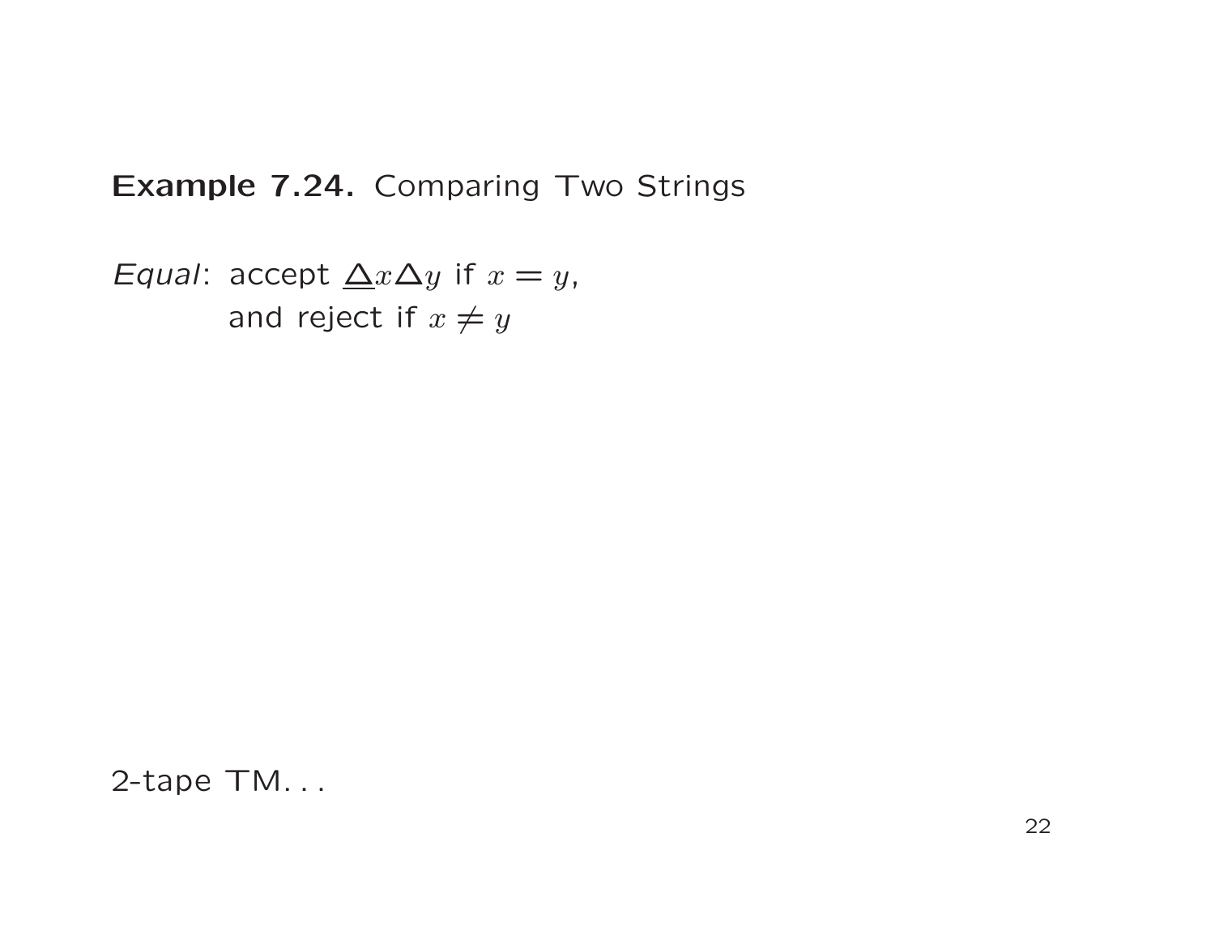**Example 7.24.** Comparing Two Strings

*Equal*: accept $\underline{\Delta}x\Delta y$ if $x = y$,
and reject if $x \neq y$

2-tape TM. . .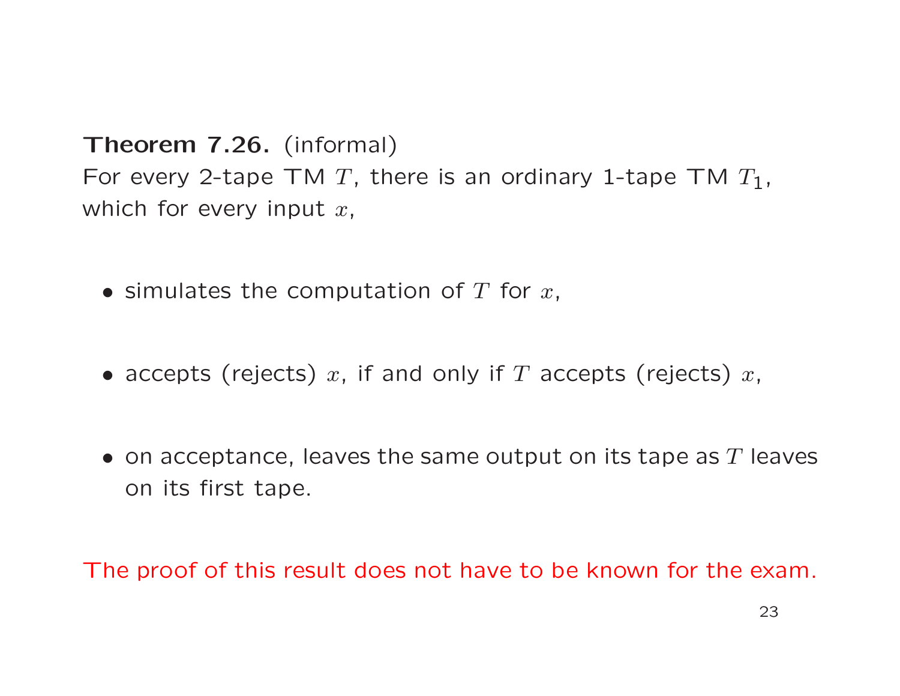**Theorem 7.26.** (informal)
For every 2-tape TM $T$, there is an ordinary 1-tape TM $T_1$, which for every input $x$,

- simulates the computation of $T$ for $x$,
- accepts (rejects) $x$, if and only if $T$ accepts (rejects) $x$,
- on acceptance, leaves the same output on its tape as $T$ leaves on its first tape.

The proof of this result does not have to be known for the exam.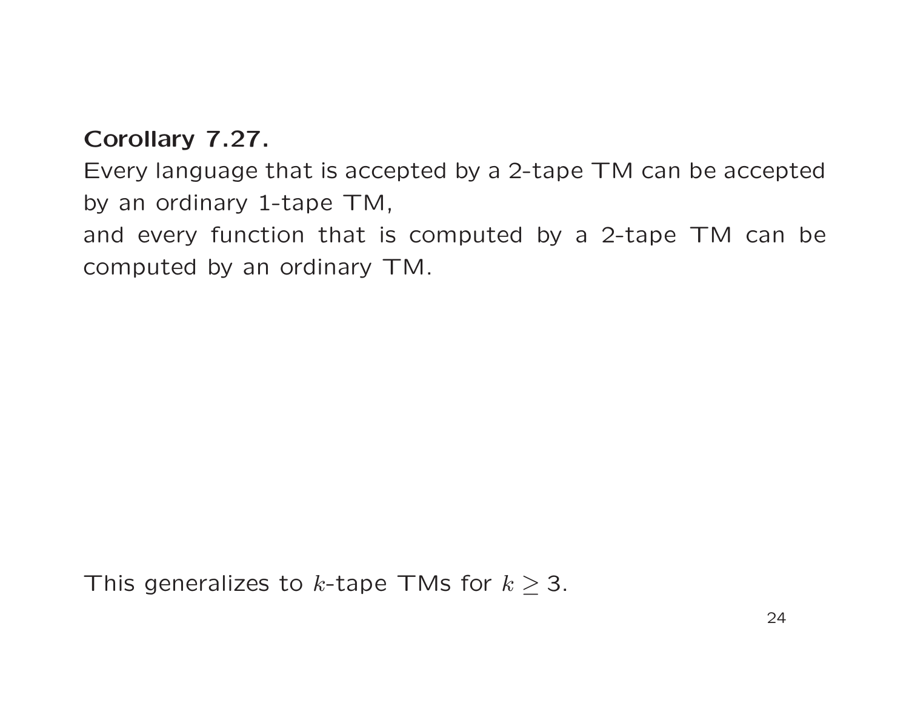**Corollary 7.27.**
Every language that is accepted by a 2-tape TM can be accepted by an ordinary 1-tape TM,
and every function that is computed by a 2-tape TM can be computed by an ordinary TM.

This generalizes to $k$-tape TMs for $k \geq 3$.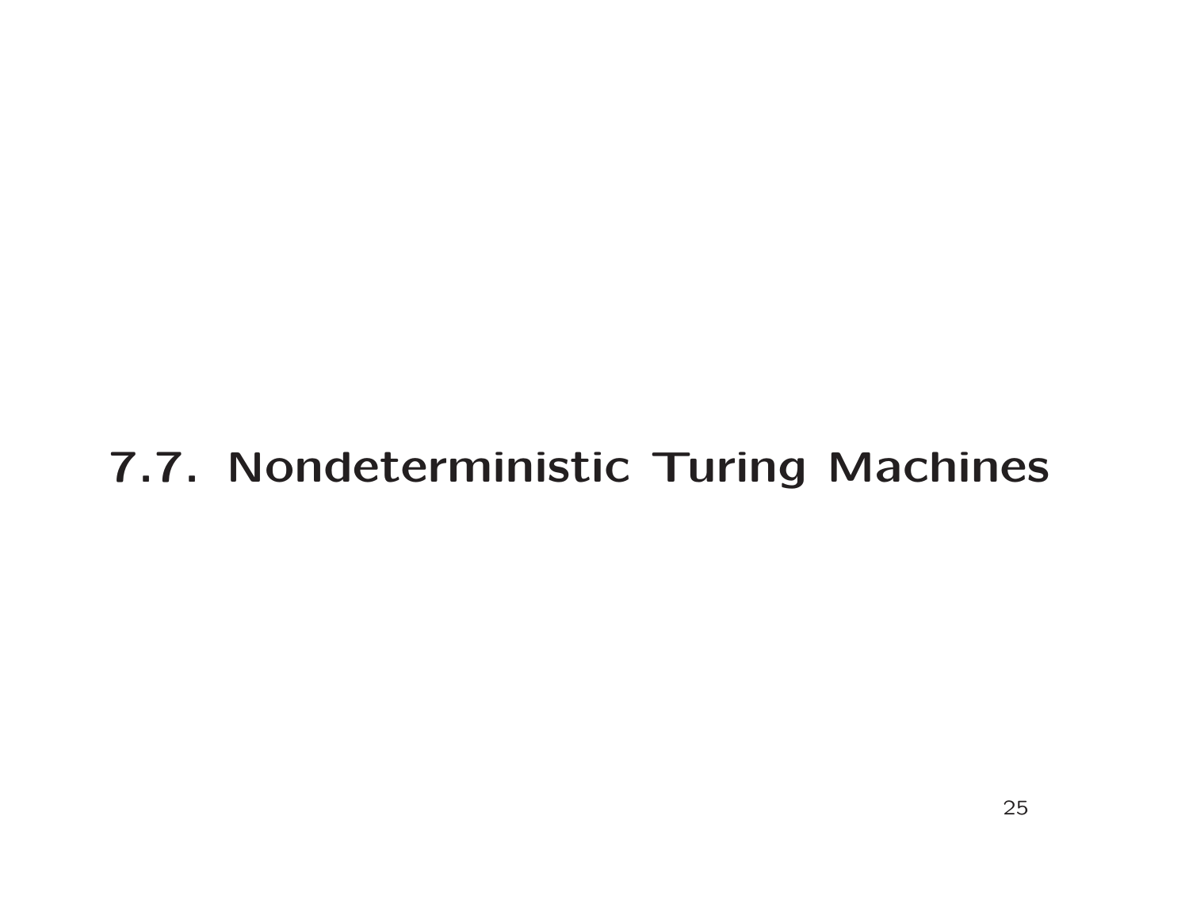# 7.7. Nondeterministic Turing Machines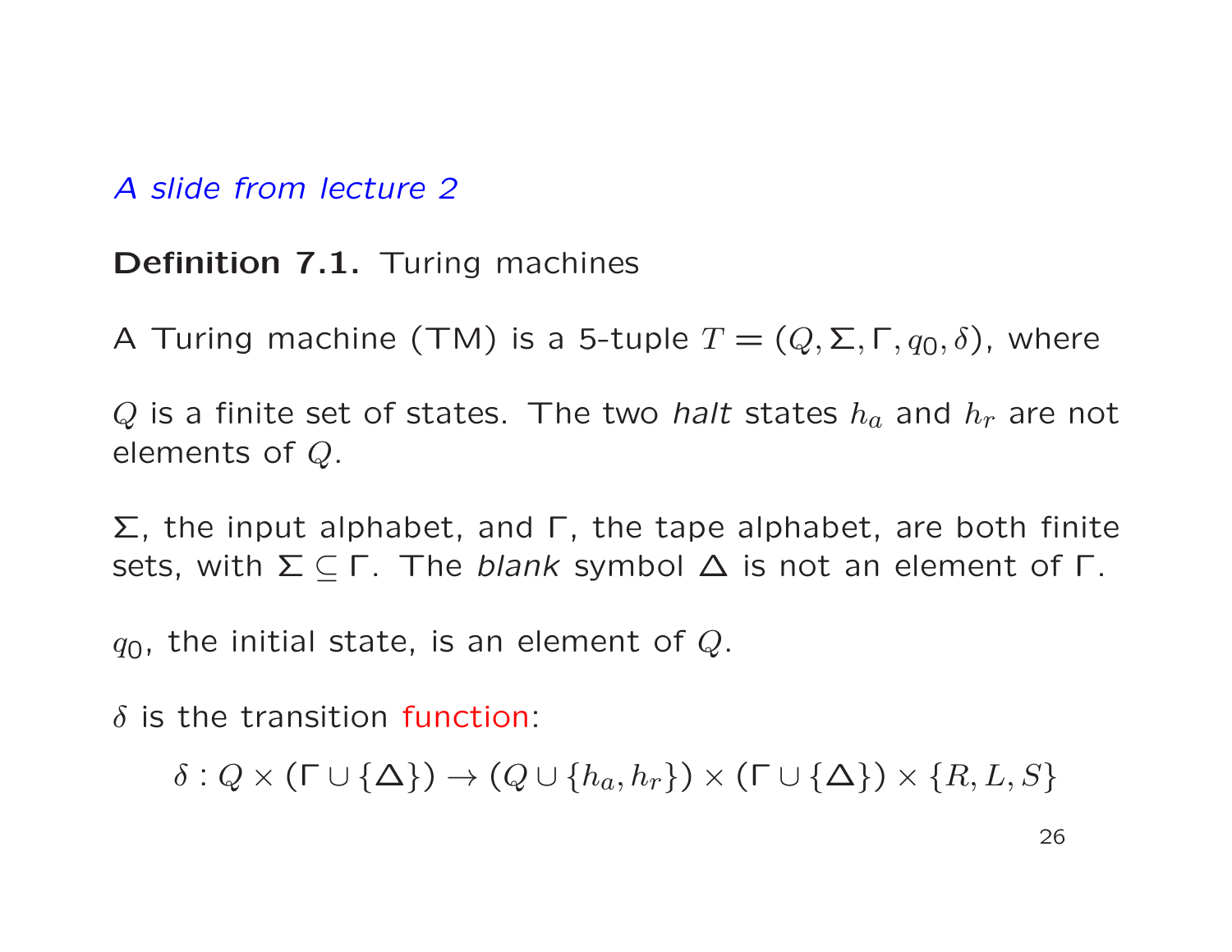*A slide from lecture 2*

**Definition 7.1.** Turing machines

A Turing machine (TM) is a 5-tuple $T = (Q, \Sigma, \Gamma, q_0, \delta)$, where

$Q$ is a finite set of states. The two *halt* states $h_a$ and $h_r$ are not elements of $Q$.

$\Sigma$, the input alphabet, and $\Gamma$, the tape alphabet, are both finite sets, with $\Sigma \subseteq \Gamma$. The *blank* symbol $\Delta$ is not an element of $\Gamma$.

$q_0$, the initial state, is an element of $Q$.

$\delta$ is the transition function:

$$\delta : Q \times (\Gamma \cup \{\Delta\}) \to (Q \cup \{h_a, h_r\}) \times (\Gamma \cup \{\Delta\}) \times \{R, L, S\}$$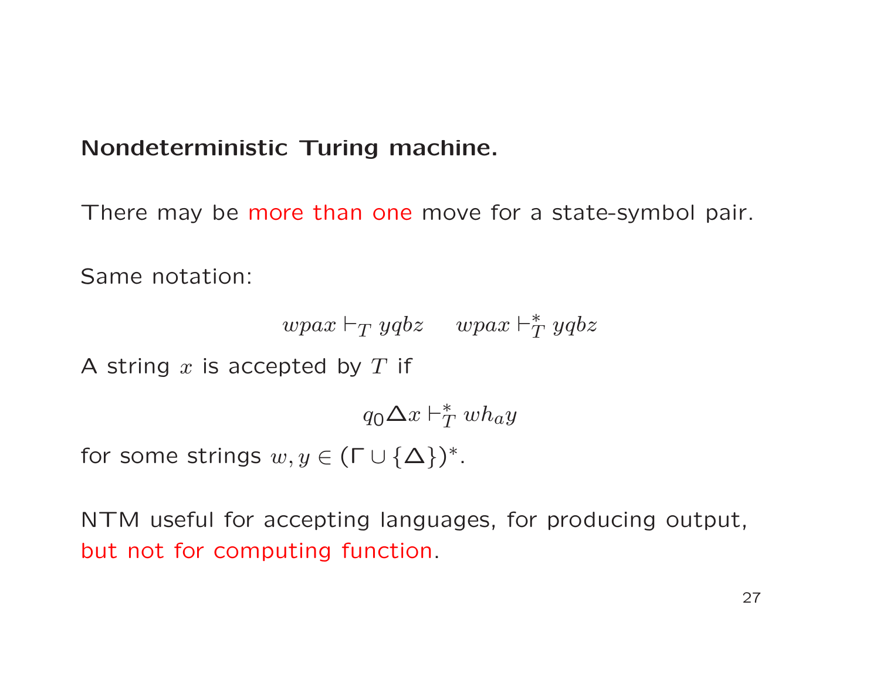**Nondeterministic Turing machine.**

There may be more than one move for a state-symbol pair.

Same notation:

$$wpax \vdash_T yqbz \qquad wpax \vdash_T^* yqbz$$

A string $x$ is accepted by $T$ if

$$q_0 \Delta x \vdash_T^* w h_a y$$

for some strings $w, y \in (\Gamma \cup \{\Delta\})^*$.

NTM useful for accepting languages, for producing output, but not for computing function.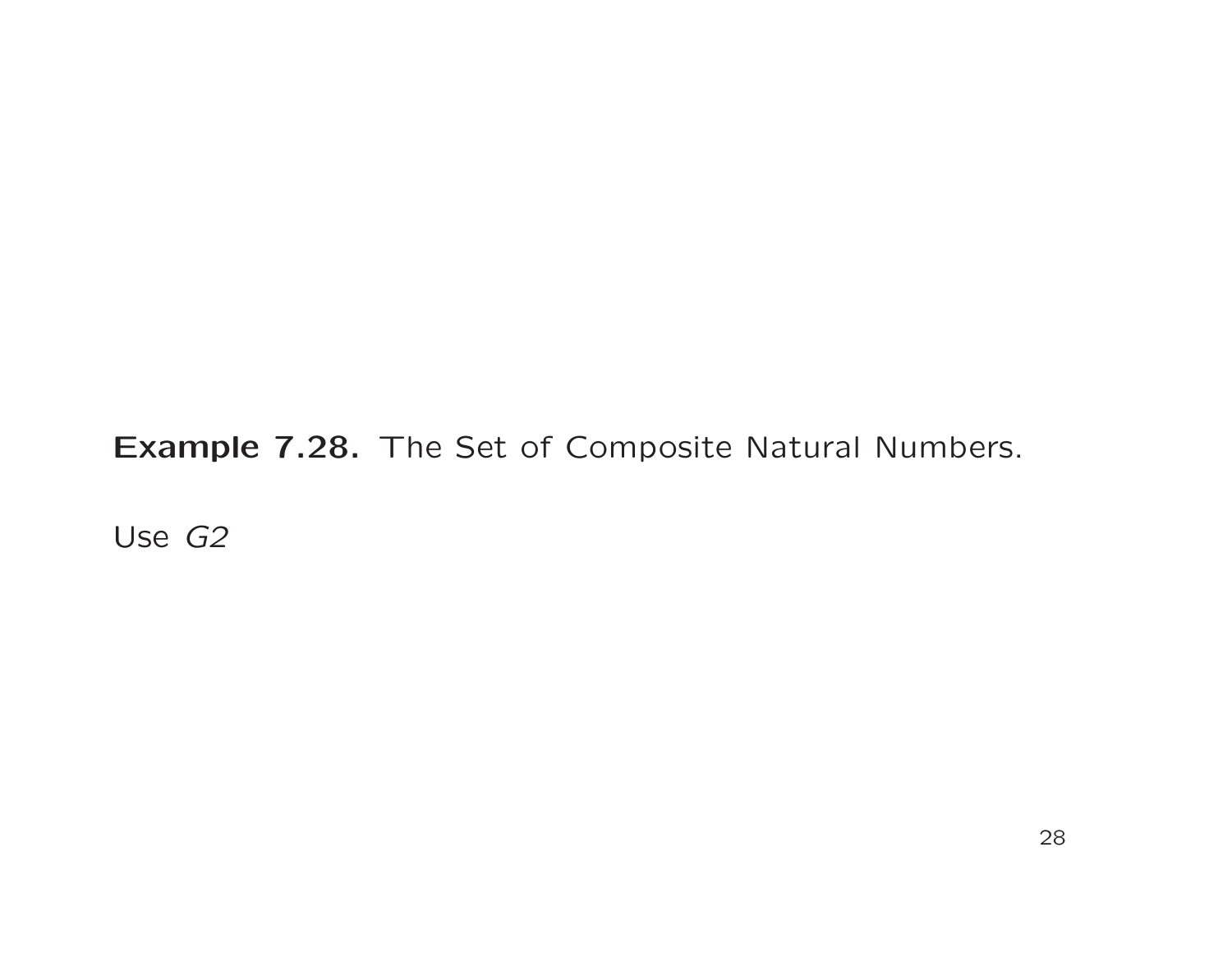**Example 7.28.** The Set of Composite Natural Numbers.

Use *G2*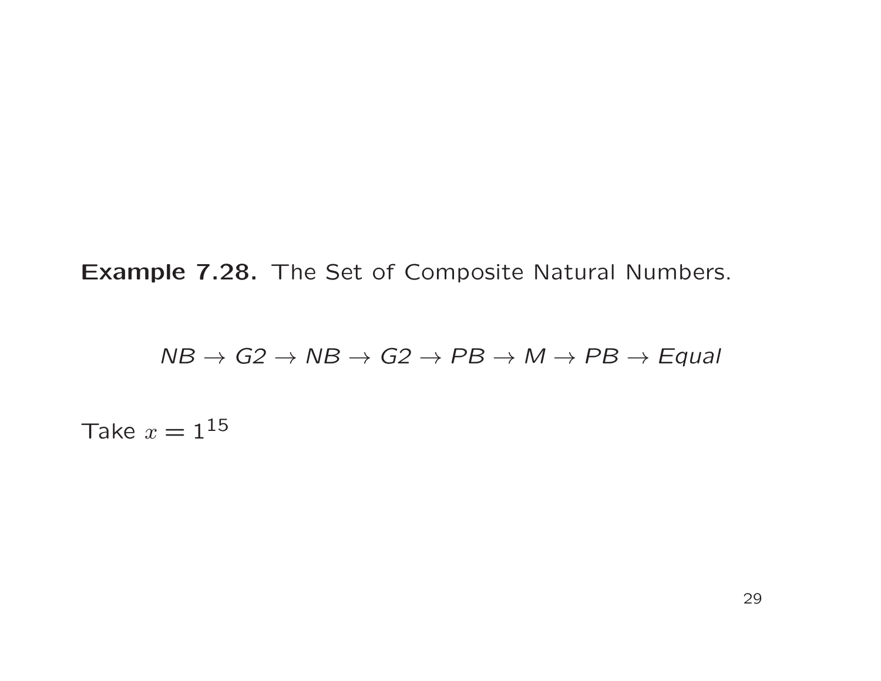**Example 7.28.** The Set of Composite Natural Numbers.

$$NB \rightarrow G2 \rightarrow NB \rightarrow G2 \rightarrow PB \rightarrow M \rightarrow PB \rightarrow Equal$$

Take $x = 1^{15}$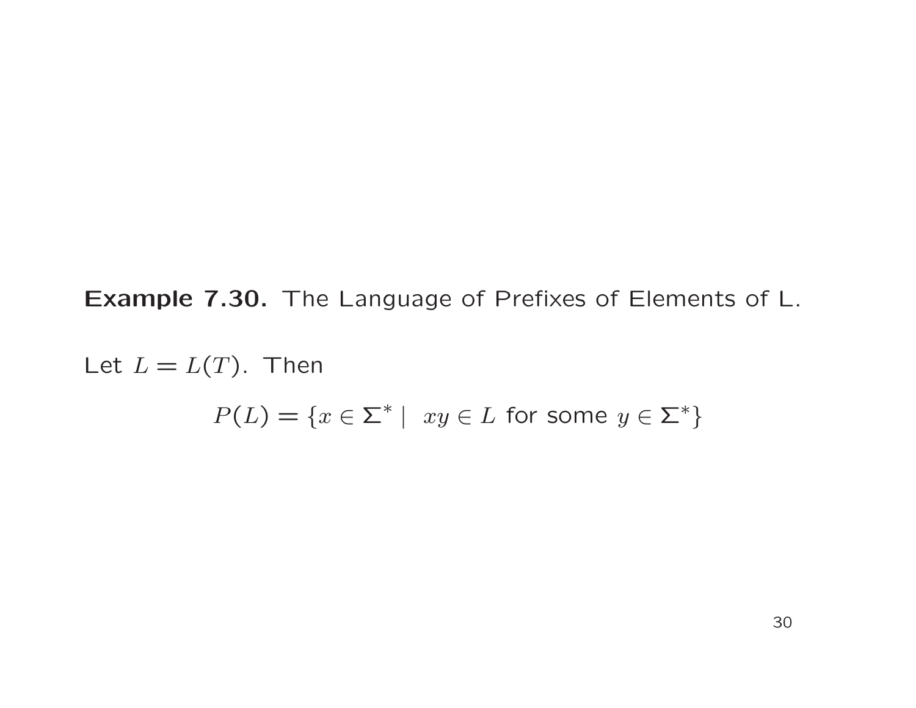**Example 7.30.** The Language of Prefixes of Elements of L.

Let $L = L(T)$. Then

$$P(L) = \{x \in \Sigma^* \mid \; xy \in L \text{ for some } y \in \Sigma^*\}$$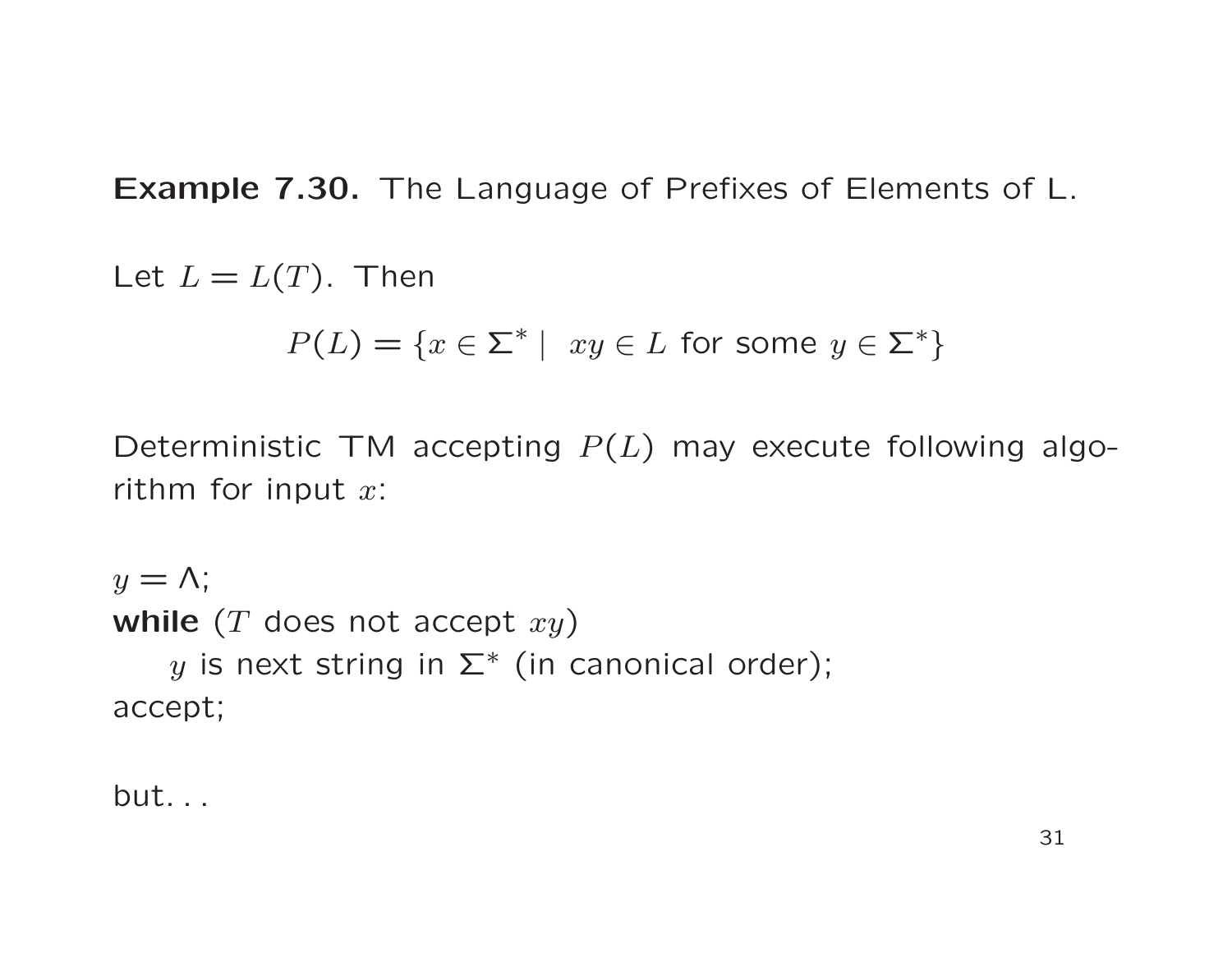**Example 7.30.** The Language of Prefixes of Elements of L.

Let $L = L(T)$. Then

$$P(L) = \{x \in \Sigma^* \mid \ xy \in L \text{ for some } y \in \Sigma^*\}$$

Deterministic TM accepting $P(L)$ may execute following algorithm for input $x$:

$y = \Lambda$;
**while** ($T$ does not accept $xy$)
    $y$ is next string in $\Sigma^*$ (in canonical order);
accept;

but. . .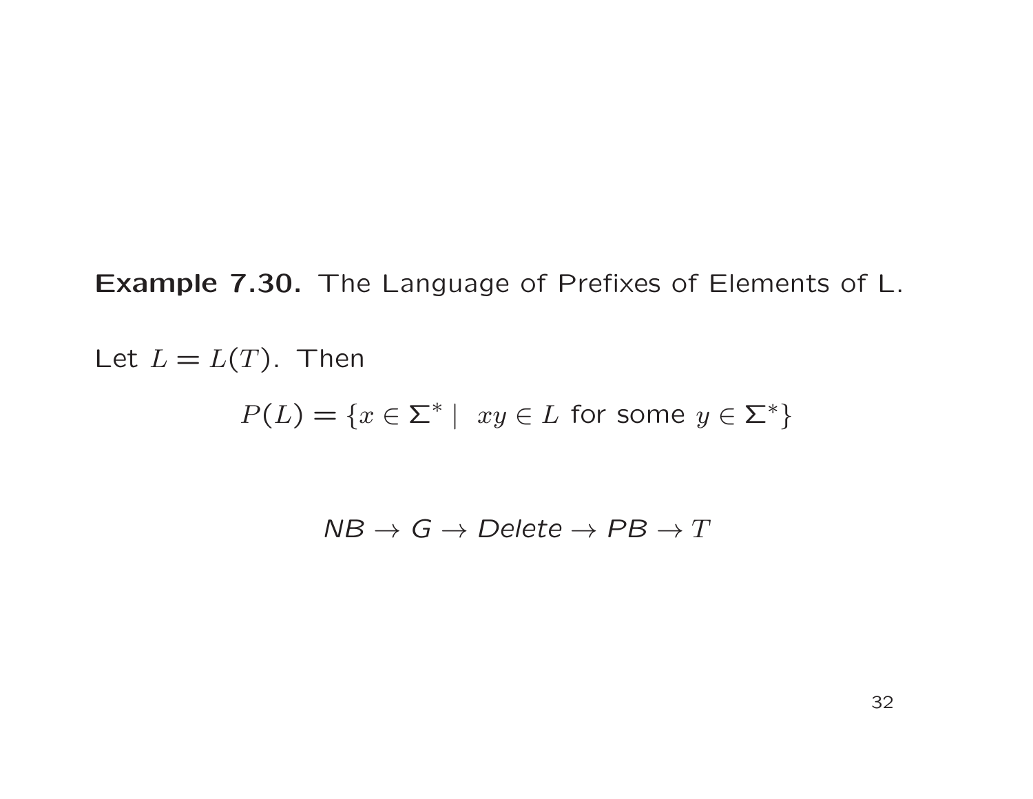**Example 7.30.** The Language of Prefixes of Elements of L.

Let $L = L(T)$. Then

$$P(L) = \{x \in \Sigma^* \mid \ xy \in L \text{ for some } y \in \Sigma^*\}$$

$$\textit{NB} \rightarrow \textit{G} \rightarrow \textit{Delete} \rightarrow \textit{PB} \rightarrow T$$